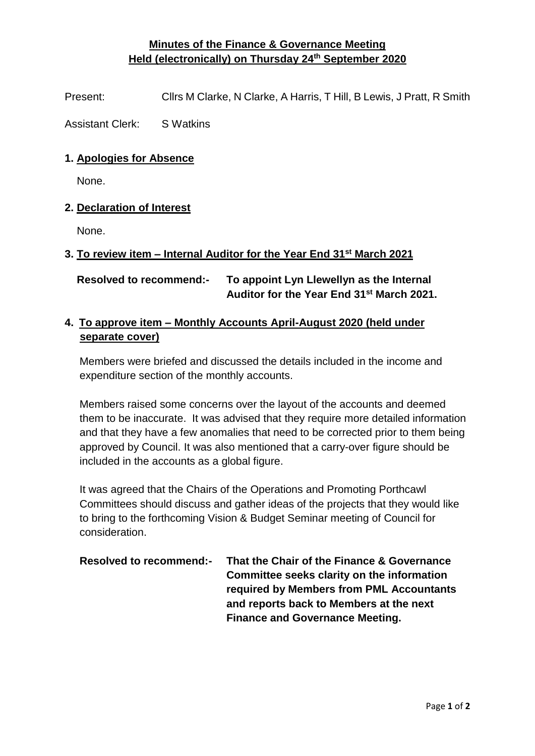# Minutes of the Finance & Governance Meeting
## Held (electronically) on Thursday 24th September 2020

Present: Cllrs M Clarke, N Clarke, A Harris, T Hill, B Lewis, J Pratt, R Smith

Assistant Clerk: S Watkins

**1. Apologies for Absence**

None.

**2. Declaration of Interest**

None.

**3. To review item – Internal Auditor for the Year End 31st March 2021**

**Resolved to recommend:-** **To appoint Lyn Llewellyn as the Internal Auditor for the Year End 31st March 2021.**

**4. To approve item – Monthly Accounts April-August 2020 (held under separate cover)**

Members were briefed and discussed the details included in the income and expenditure section of the monthly accounts.

Members raised some concerns over the layout of the accounts and deemed them to be inaccurate. It was advised that they require more detailed information and that they have a few anomalies that need to be corrected prior to them being approved by Council. It was also mentioned that a carry-over figure should be included in the accounts as a global figure.

It was agreed that the Chairs of the Operations and Promoting Porthcawl Committees should discuss and gather ideas of the projects that they would like to bring to the forthcoming Vision & Budget Seminar meeting of Council for consideration.

**Resolved to recommend:-** **That the Chair of the Finance & Governance Committee seeks clarity on the information required by Members from PML Accountants and reports back to Members at the next Finance and Governance Meeting.**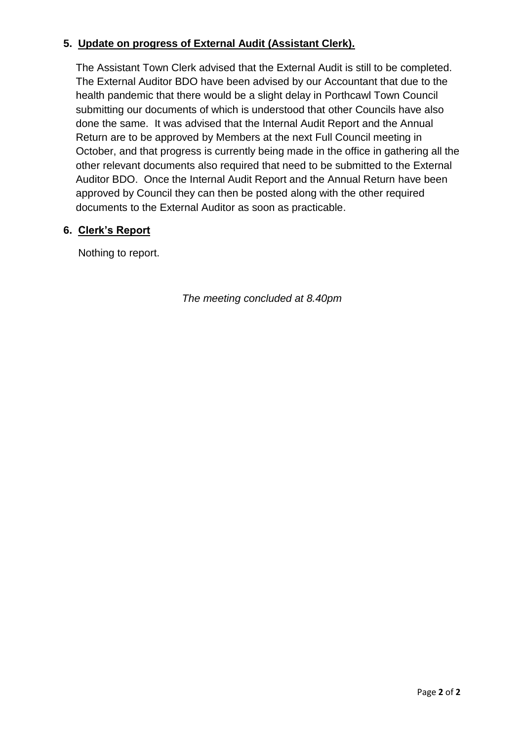5. **Update on progress of External Audit (Assistant Clerk).**

   The Assistant Town Clerk advised that the External Audit is still to be completed. The External Auditor BDO have been advised by our Accountant that due to the health pandemic that there would be a slight delay in Porthcawl Town Council submitting our documents of which is understood that other Councils have also done the same. It was advised that the Internal Audit Report and the Annual Return are to be approved by Members at the next Full Council meeting in October, and that progress is currently being made in the office in gathering all the other relevant documents also required that need to be submitted to the External Auditor BDO. Once the Internal Audit Report and the Annual Return have been approved by Council they can then be posted along with the other required documents to the External Auditor as soon as practicable.

6. **Clerk's Report**

   Nothing to report.

*The meeting concluded at 8.40pm*